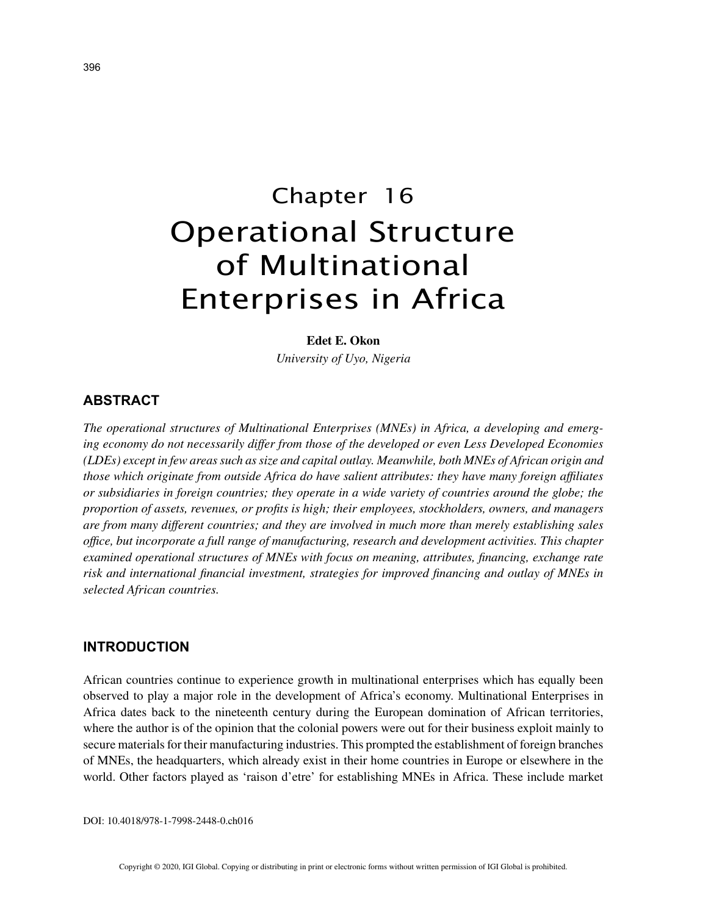# Chapter 16
# Operational Structure of Multinational Enterprises in Africa

**Edet E. Okon**
*University of Uyo, Nigeria*

## ABSTRACT

*The operational structures of Multinational Enterprises (MNEs) in Africa, a developing and emerging economy do not necessarily differ from those of the developed or even Less Developed Economies (LDEs) except in few areas such as size and capital outlay. Meanwhile, both MNEs of African origin and those which originate from outside Africa do have salient attributes: they have many foreign affiliates or subsidiaries in foreign countries; they operate in a wide variety of countries around the globe; the proportion of assets, revenues, or profits is high; their employees, stockholders, owners, and managers are from many different countries; and they are involved in much more than merely establishing sales office, but incorporate a full range of manufacturing, research and development activities. This chapter examined operational structures of MNEs with focus on meaning, attributes, financing, exchange rate risk and international financial investment, strategies for improved financing and outlay of MNEs in selected African countries.*

## INTRODUCTION

African countries continue to experience growth in multinational enterprises which has equally been observed to play a major role in the development of Africa's economy. Multinational Enterprises in Africa dates back to the nineteenth century during the European domination of African territories, where the author is of the opinion that the colonial powers were out for their business exploit mainly to secure materials for their manufacturing industries. This prompted the establishment of foreign branches of MNEs, the headquarters, which already exist in their home countries in Europe or elsewhere in the world. Other factors played as 'raison d'etre' for establishing MNEs in Africa. These include market

DOI: 10.4018/978-1-7998-2448-0.ch016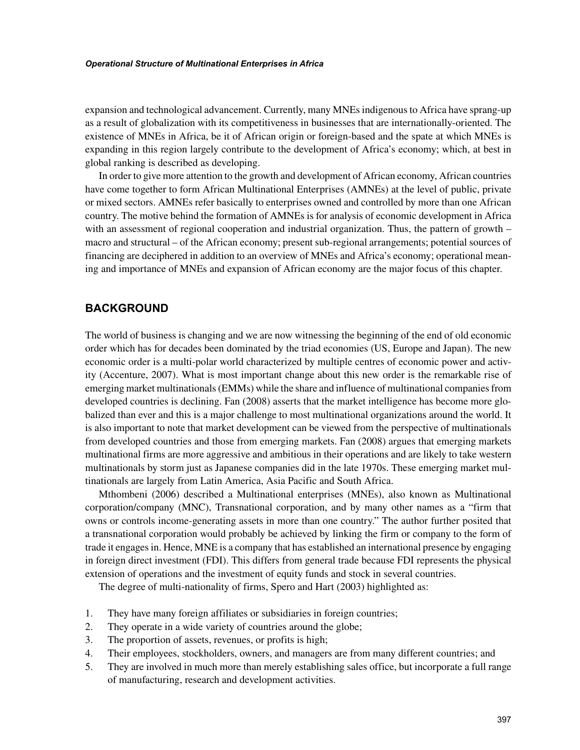expansion and technological advancement. Currently, many MNEs indigenous to Africa have sprang-up as a result of globalization with its competitiveness in businesses that are internationally-oriented. The existence of MNEs in Africa, be it of African origin or foreign-based and the spate at which MNEs is expanding in this region largely contribute to the development of Africa's economy; which, at best in global ranking is described as developing.

In order to give more attention to the growth and development of African economy, African countries have come together to form African Multinational Enterprises (AMNEs) at the level of public, private or mixed sectors. AMNEs refer basically to enterprises owned and controlled by more than one African country. The motive behind the formation of AMNEs is for analysis of economic development in Africa with an assessment of regional cooperation and industrial organization. Thus, the pattern of growth – macro and structural – of the African economy; present sub-regional arrangements; potential sources of financing are deciphered in addition to an overview of MNEs and Africa's economy; operational meaning and importance of MNEs and expansion of African economy are the major focus of this chapter.

## BACKGROUND

The world of business is changing and we are now witnessing the beginning of the end of old economic order which has for decades been dominated by the triad economies (US, Europe and Japan). The new economic order is a multi-polar world characterized by multiple centres of economic power and activity (Accenture, 2007). What is most important change about this new order is the remarkable rise of emerging market multinationals (EMMs) while the share and influence of multinational companies from developed countries is declining. Fan (2008) asserts that the market intelligence has become more globalized than ever and this is a major challenge to most multinational organizations around the world. It is also important to note that market development can be viewed from the perspective of multinationals from developed countries and those from emerging markets. Fan (2008) argues that emerging markets multinational firms are more aggressive and ambitious in their operations and are likely to take western multinationals by storm just as Japanese companies did in the late 1970s. These emerging market multinationals are largely from Latin America, Asia Pacific and South Africa.

Mthombeni (2006) described a Multinational enterprises (MNEs), also known as Multinational corporation/company (MNC), Transnational corporation, and by many other names as a "firm that owns or controls income-generating assets in more than one country." The author further posited that a transnational corporation would probably be achieved by linking the firm or company to the form of trade it engages in. Hence, MNE is a company that has established an international presence by engaging in foreign direct investment (FDI). This differs from general trade because FDI represents the physical extension of operations and the investment of equity funds and stock in several countries.

The degree of multi-nationality of firms, Spero and Hart (2003) highlighted as:

1. They have many foreign affiliates or subsidiaries in foreign countries;
2. They operate in a wide variety of countries around the globe;
3. The proportion of assets, revenues, or profits is high;
4. Their employees, stockholders, owners, and managers are from many different countries; and
5. They are involved in much more than merely establishing sales office, but incorporate a full range of manufacturing, research and development activities.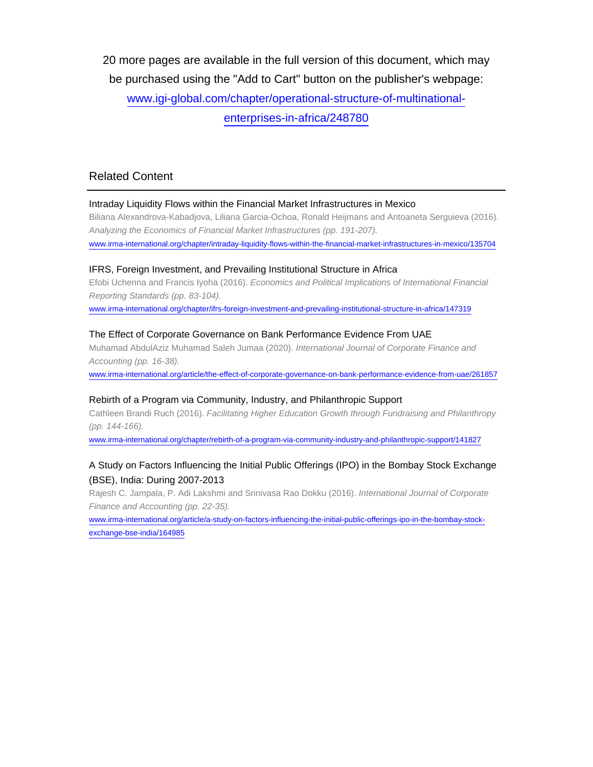20 more pages are available in the full version of this document, which may be purchased using the "Add to Cart" button on the publisher's webpage: [www.igi-global.com/chapter/operational-structure-of-multinational-enterprises-in-africa/248780](www.igi-global.com/chapter/operational-structure-of-multinational-enterprises-in-africa/248780)

## Related Content

**Intraday Liquidity Flows within the Financial Market Infrastructures in Mexico**
Biliana Alexandrova-Kabadjova, Liliana Garcia-Ochoa, Ronald Heijmans and Antoaneta Serguieva (2016). *Analyzing the Economics of Financial Market Infrastructures (pp. 191-207).*
[www.irma-international.org/chapter/intraday-liquidity-flows-within-the-financial-market-infrastructures-in-mexico/135704](www.irma-international.org/chapter/intraday-liquidity-flows-within-the-financial-market-infrastructures-in-mexico/135704)

**IFRS, Foreign Investment, and Prevailing Institutional Structure in Africa**
Efobi Uchenna and Francis Iyoha (2016). *Economics and Political Implications of International Financial Reporting Standards (pp. 83-104).*
[www.irma-international.org/chapter/ifrs-foreign-investment-and-prevailing-institutional-structure-in-africa/147319](www.irma-international.org/chapter/ifrs-foreign-investment-and-prevailing-institutional-structure-in-africa/147319)

**The Effect of Corporate Governance on Bank Performance Evidence From UAE**
Muhamad AbdulAziz Muhamad Saleh Jumaa (2020). *International Journal of Corporate Finance and Accounting (pp. 16-38).*
[www.irma-international.org/article/the-effect-of-corporate-governance-on-bank-performance-evidence-from-uae/261857](www.irma-international.org/article/the-effect-of-corporate-governance-on-bank-performance-evidence-from-uae/261857)

**Rebirth of a Program via Community, Industry, and Philanthropic Support**
Cathleen Brandi Ruch (2016). *Facilitating Higher Education Growth through Fundraising and Philanthropy (pp. 144-166).*
[www.irma-international.org/chapter/rebirth-of-a-program-via-community-industry-and-philanthropic-support/141827](www.irma-international.org/chapter/rebirth-of-a-program-via-community-industry-and-philanthropic-support/141827)

**A Study on Factors Influencing the Initial Public Offerings (IPO) in the Bombay Stock Exchange (BSE), India: During 2007-2013**
Rajesh C. Jampala, P. Adi Lakshmi and Srinivasa Rao Dokku (2016). *International Journal of Corporate Finance and Accounting (pp. 22-35).*
[www.irma-international.org/article/a-study-on-factors-influencing-the-initial-public-offerings-ipo-in-the-bombay-stock-exchange-bse-india/164985](www.irma-international.org/article/a-study-on-factors-influencing-the-initial-public-offerings-ipo-in-the-bombay-stock-exchange-bse-india/164985)